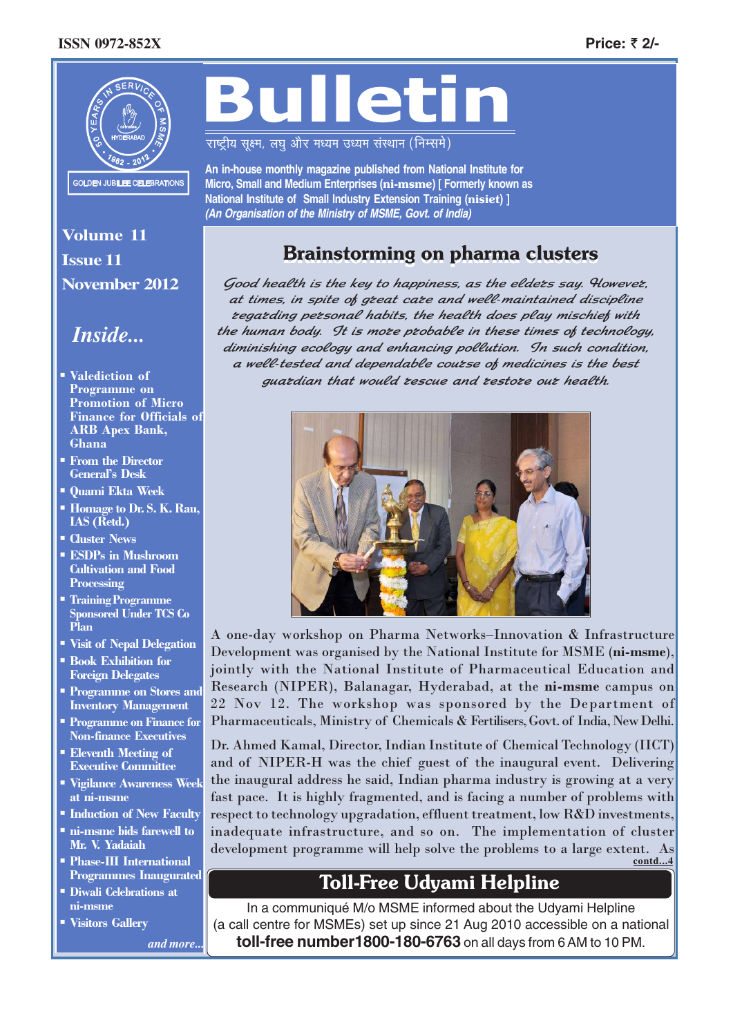ISSN 0972-852X

Price: ₹ 2/-

50 YEARS IN SERVICE OF MSME
HYDERABAD
1962 - 2012
GOLDEN JUBILEE CELEBRATIONS

# Bulletin

राष्ट्रीय सूक्ष्म, लघु और मध्यम उध्यम संस्थान (निम्समे)

**An in-house monthly magazine published from National Institute for Micro, Small and Medium Enterprises (ni-msme) [ Formerly known as National Institute of Small Industry Extension Training (nisiet) ]**
***(An Organisation of the Ministry of MSME, Govt. of India)***

**Volume 11**
**Issue 11**
**November 2012**

## *Inside...*

- Valediction of Programme on Promotion of Micro Finance for Officials of ARB Apex Bank, Ghana
- From the Director General's Desk
- Quami Ekta Week
- Homage to Dr. S. K. Rau, IAS (Retd.)
- Cluster News
- ESDPs in Mushroom Cultivation and Food Processing
- Training Programme Sponsored Under TCS Co Plan
- Visit of Nepal Delegation
- Book Exhibition for Foreign Delegates
- Programme on Stores and Inventory Management
- Programme on Finance for Non-finance Executives
- Eleventh Meeting of Executive Committee
- Vigilance Awareness Week at ni-msme
- Induction of New Faculty
- ni-msme bids farewell to Mr. V. Yadaiah
- Phase-III International Programmes Inaugurated
- Diwali Celebrations at ni-msme
- Visitors Gallery

*and more...*

## Brainstorming on pharma clusters

*Good health is the key to happiness, as the elders say. However, at times, in spite of great care and well-maintained discipline regarding personal habits, the health does play mischief with the human body. It is more probable in these times of technology, diminishing ecology and enhancing pollution. In such condition, a well-tested and dependable course of medicines is the best guardian that would rescue and restore our health.*

A one-day workshop on Pharma Networks–Innovation & Infrastructure Development was organised by the National Institute for MSME (**ni-msme**), jointly with the National Institute of Pharmaceutical Education and Research (NIPER), Balanagar, Hyderabad, at the **ni-msme** campus on 22 Nov 12. The workshop was sponsored by the Department of Pharmaceuticals, Ministry of Chemicals & Fertilisers, Govt. of India, New Delhi.

Dr. Ahmed Kamal, Director, Indian Institute of Chemical Technology (IICT) and of NIPER-H was the chief guest of the inaugural event. Delivering the inaugural address he said, Indian pharma industry is growing at a very fast pace. It is highly fragmented, and is facing a number of problems with respect to technology upgradation, effluent treatment, low R&D investments, inadequate infrastructure, and so on. The implementation of cluster development programme will help solve the problems to a large extent. As

contd...4

## Toll-Free Udyami Helpline

In a communiqué M/o MSME informed about the Udyami Helpline (a call centre for MSMEs) set up since 21 Aug 2010 accessible on a national **toll-free number1800-180-6763** on all days from 6 AM to 10 PM.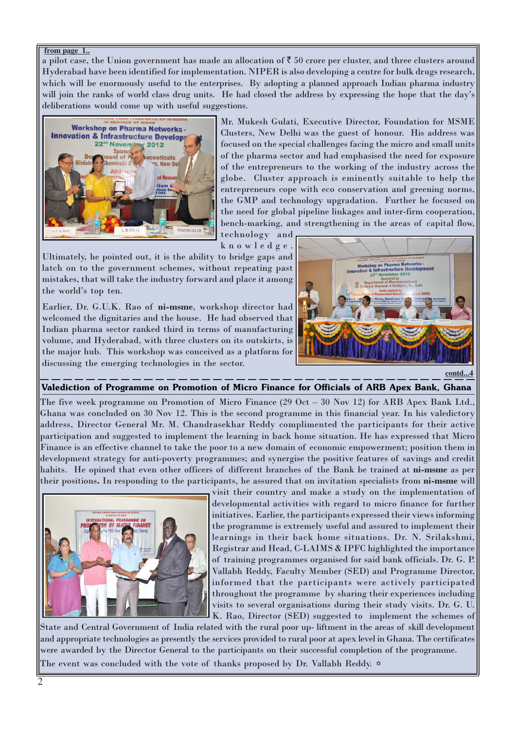from page 1..

a pilot case, the Union government has made an allocation of ₹ 50 crore per cluster, and three clusters around Hyderabad have been identified for implementation. NIPER is also developing a centre for bulk drugs research, which will be enormously useful to the enterprises. By adopting a planned approach Indian pharma industry will join the ranks of world class drug units. He had closed the address by expressing the hope that the day's deliberations would come up with useful suggestions.

Mr. Mukesh Gulati, Executive Director, Foundation for MSME Clusters, New Delhi was the guest of honour. His address was focused on the special challenges facing the micro and small units of the pharma sector and had emphasised the need for exposure of the entrepreneurs to the working of the industry across the globe. Cluster approach is eminently suitable to help the entrepreneurs cope with eco conservation and greening norms, the GMP and technology upgradation. Further he focused on the need for global pipeline linkages and inter-firm cooperation, bench-marking, and strengthening in the areas of capital flow, technology and knowledge.

Ultimately, he pointed out, it is the ability to bridge gaps and latch on to the government schemes, without repeating past mistakes, that will take the industry forward and place it among the world's top ten.

Earlier, Dr. G.U.K. Rao of **ni-msme**, workshop director had welcomed the dignitaries and the house. He had observed that Indian pharma sector ranked third in terms of manufacturing volume, and Hyderabad, with three clusters on its outskirts, is the major hub. This workshop was conceived as a platform for discussing the emerging technologies in the sector.

contd...4

## Valediction of Programme on Promotion of Micro Finance for Officials of ARB Apex Bank, Ghana

The five week programme on Promotion of Micro Finance (29 Oct – 30 Nov 12) for ARB Apex Bank Ltd., Ghana was concluded on 30 Nov 12. This is the second programme in this financial year. In his valedictory address, Director General Mr. M. Chandrasekhar Reddy complimented the participants for their active participation and suggested to implement the learning in back home situation. He has expressed that Micro Finance is an effective channel to take the poor to a new domain of economic empowerment; position them in development strategy for anti-poverty programmes; and synergise the positive features of savings and credit habits. He opined that even other officers of different branches of the Bank be trained at **ni-msme** as per their positions. In responding to the participants, he assured that on invitation specialists from **ni-msme** will visit their country and make a study on the implementation of developmental activities with regard to micro finance for further initiatives. Earlier, the participants expressed their views informing the programme is extremely useful and assured to implement their learnings in their back home situations. Dr. N. Srilakshmi, Registrar and Head, C-LAIMS & IPFC highlighted the importance of training programmes organised for said bank officials. Dr. G. P. Vallabh Reddy, Faculty Member (SED) and Programme Director, informed that the participants were actively participated throughout the programme by sharing their experiences including visits to several organisations during their study visits. Dr. G. U. K. Rao, Director (SED) suggested to implement the schemes of State and Central Government of India related with the rural poor up- liftment in the areas of skill development and appropriate technologies as presently the services provided to rural poor at apex level in Ghana. The certificates were awarded by the Director General to the participants on their successful completion of the programme.

The event was concluded with the vote of thanks proposed by Dr. Vallabh Reddy.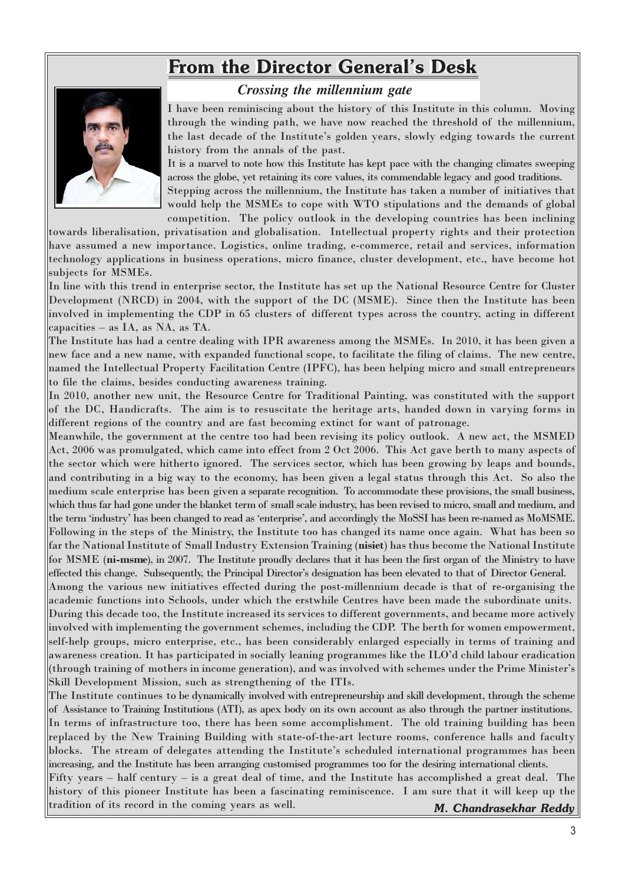# From the Director General's Desk

## *Crossing the millennium gate*

I have been reminiscing about the history of this Institute in this column. Moving through the winding path, we have now reached the threshold of the millennium, the last decade of the Institute's golden years, slowly edging towards the current history from the annals of the past.

It is a marvel to note how this Institute has kept pace with the changing climates sweeping across the globe, yet retaining its core values, its commendable legacy and good traditions.

Stepping across the millennium, the Institute has taken a number of initiatives that would help the MSMEs to cope with WTO stipulations and the demands of global competition. The policy outlook in the developing countries has been inclining towards liberalisation, privatisation and globalisation. Intellectual property rights and their protection have assumed a new importance. Logistics, online trading, e-commerce, retail and services, information technology applications in business operations, micro finance, cluster development, etc., have become hot subjects for MSMEs.

In line with this trend in enterprise sector, the Institute has set up the National Resource Centre for Cluster Development (NRCD) in 2004, with the support of the DC (MSME). Since then the Institute has been involved in implementing the CDP in 65 clusters of different types across the country, acting in different capacities – as IA, as NA, as TA.

The Institute has had a centre dealing with IPR awareness among the MSMEs. In 2010, it has been given a new face and a new name, with expanded functional scope, to facilitate the filing of claims. The new centre, named the Intellectual Property Facilitation Centre (IPFC), has been helping micro and small entrepreneurs to file the claims, besides conducting awareness training.

In 2010, another new unit, the Resource Centre for Traditional Painting, was constituted with the support of the DC, Handicrafts. The aim is to resuscitate the heritage arts, handed down in varying forms in different regions of the country and are fast becoming extinct for want of patronage.

Meanwhile, the government at the centre too had been revising its policy outlook. A new act, the MSMED Act, 2006 was promulgated, which came into effect from 2 Oct 2006. This Act gave berth to many aspects of the sector which were hitherto ignored. The services sector, which has been growing by leaps and bounds, and contributing in a big way to the economy, has been given a legal status through this Act. So also the medium scale enterprise has been given a separate recognition. To accommodate these provisions, the small business, which thus far had gone under the blanket term of small scale industry, has been revised to micro, small and medium, and the term 'industry' has been changed to read as 'enterprise', and accordingly the MoSSI has been re-named as MoMSME. Following in the steps of the Ministry, the Institute too has changed its name once again. What has been so far the National Institute of Small Industry Extension Training (**nisiet**) has thus become the National Institute for MSME (**ni-msme**), in 2007. The Institute proudly declares that it has been the first organ of the Ministry to have effected this change. Subsequently, the Principal Director's designation has been elevated to that of Director General.

Among the various new initiatives effected during the post-millennium decade is that of re-organising the academic functions into Schools, under which the erstwhile Centres have been made the subordinate units. During this decade too, the Institute increased its services to different governments, and became more actively involved with implementing the government schemes, including the CDP. The berth for women empowerment, self-help groups, micro enterprise, etc., has been considerably enlarged especially in terms of training and awareness creation. It has participated in socially leaning programmes like the ILO'd child labour eradication (through training of mothers in income generation), and was involved with schemes under the Prime Minister's Skill Development Mission, such as strengthening of the ITIs.

The Institute continues to be dynamically involved with entrepreneurship and skill development, through the scheme of Assistance to Training Institutions (ATI), as apex body on its own account as also through the partner institutions.

In terms of infrastructure too, there has been some accomplishment. The old training building has been replaced by the New Training Building with state-of-the-art lecture rooms, conference halls and faculty blocks. The stream of delegates attending the Institute's scheduled international programmes has been increasing, and the Institute has been arranging customised programmes too for the desiring international clients.

Fifty years – half century – is a great deal of time, and the Institute has accomplished a great deal. The history of this pioneer Institute has been a fascinating reminiscence. I am sure that it will keep up the tradition of its record in the coming years as well.

***M. Chandrasekhar Reddy***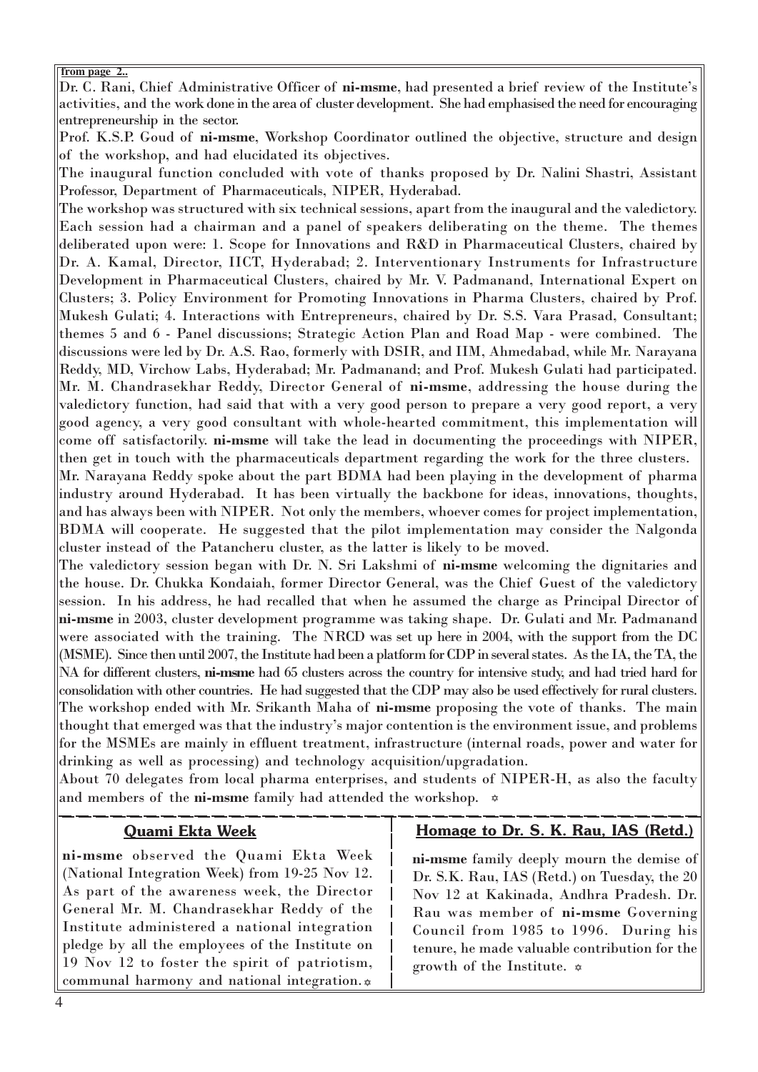from page 2..

Dr. C. Rani, Chief Administrative Officer of **ni-msme**, had presented a brief review of the Institute's activities, and the work done in the area of cluster development. She had emphasised the need for encouraging entrepreneurship in the sector.

Prof. K.S.P. Goud of **ni-msme**, Workshop Coordinator outlined the objective, structure and design of the workshop, and had elucidated its objectives.

The inaugural function concluded with vote of thanks proposed by Dr. Nalini Shastri, Assistant Professor, Department of Pharmaceuticals, NIPER, Hyderabad.

The workshop was structured with six technical sessions, apart from the inaugural and the valedictory. Each session had a chairman and a panel of speakers deliberating on the theme. The themes deliberated upon were: 1. Scope for Innovations and R&D in Pharmaceutical Clusters, chaired by Dr. A. Kamal, Director, IICT, Hyderabad; 2. Interventionary Instruments for Infrastructure Development in Pharmaceutical Clusters, chaired by Mr. V. Padmanand, International Expert on Clusters; 3. Policy Environment for Promoting Innovations in Pharma Clusters, chaired by Prof. Mukesh Gulati; 4. Interactions with Entrepreneurs, chaired by Dr. S.S. Vara Prasad, Consultant; themes 5 and 6 - Panel discussions; Strategic Action Plan and Road Map - were combined. The discussions were led by Dr. A.S. Rao, formerly with DSIR, and IIM, Ahmedabad, while Mr. Narayana Reddy, MD, Virchow Labs, Hyderabad; Mr. Padmanand; and Prof. Mukesh Gulati had participated.

Mr. M. Chandrasekhar Reddy, Director General of **ni-msme**, addressing the house during the valedictory function, had said that with a very good person to prepare a very good report, a very good agency, a very good consultant with whole-hearted commitment, this implementation will come off satisfactorily. **ni-msme** will take the lead in documenting the proceedings with NIPER, then get in touch with the pharmaceuticals department regarding the work for the three clusters.

Mr. Narayana Reddy spoke about the part BDMA had been playing in the development of pharma industry around Hyderabad. It has been virtually the backbone for ideas, innovations, thoughts, and has always been with NIPER. Not only the members, whoever comes for project implementation, BDMA will cooperate. He suggested that the pilot implementation may consider the Nalgonda cluster instead of the Patancheru cluster, as the latter is likely to be moved.

The valedictory session began with Dr. N. Sri Lakshmi of **ni-msme** welcoming the dignitaries and the house. Dr. Chukka Kondaiah, former Director General, was the Chief Guest of the valedictory session. In his address, he had recalled that when he assumed the charge as Principal Director of **ni-msme** in 2003, cluster development programme was taking shape. Dr. Gulati and Mr. Padmanand were associated with the training. The NRCD was set up here in 2004, with the support from the DC (MSME). Since then until 2007, the Institute had been a platform for CDP in several states. As the IA, the TA, the NA for different clusters, **ni-msme** had 65 clusters across the country for intensive study, and had tried hard for consolidation with other countries. He had suggested that the CDP may also be used effectively for rural clusters.

The workshop ended with Mr. Srikanth Maha of **ni-msme** proposing the vote of thanks. The main thought that emerged was that the industry's major contention is the environment issue, and problems for the MSMEs are mainly in effluent treatment, infrastructure (internal roads, power and water for drinking as well as processing) and technology acquisition/upgradation.

About 70 delegates from local pharma enterprises, and students of NIPER-H, as also the faculty and members of the **ni-msme** family had attended the workshop. ☼

## Quami Ekta Week

**ni-msme** observed the Quami Ekta Week (National Integration Week) from 19-25 Nov 12. As part of the awareness week, the Director General Mr. M. Chandrasekhar Reddy of the Institute administered a national integration pledge by all the employees of the Institute on 19 Nov 12 to foster the spirit of patriotism, communal harmony and national integration. ☼

## Homage to Dr. S. K. Rau, IAS (Retd.)

**ni-msme** family deeply mourn the demise of Dr. S.K. Rau, IAS (Retd.) on Tuesday, the 20 Nov 12 at Kakinada, Andhra Pradesh. Dr. Rau was member of **ni-msme** Governing Council from 1985 to 1996. During his tenure, he made valuable contribution for the growth of the Institute. ☼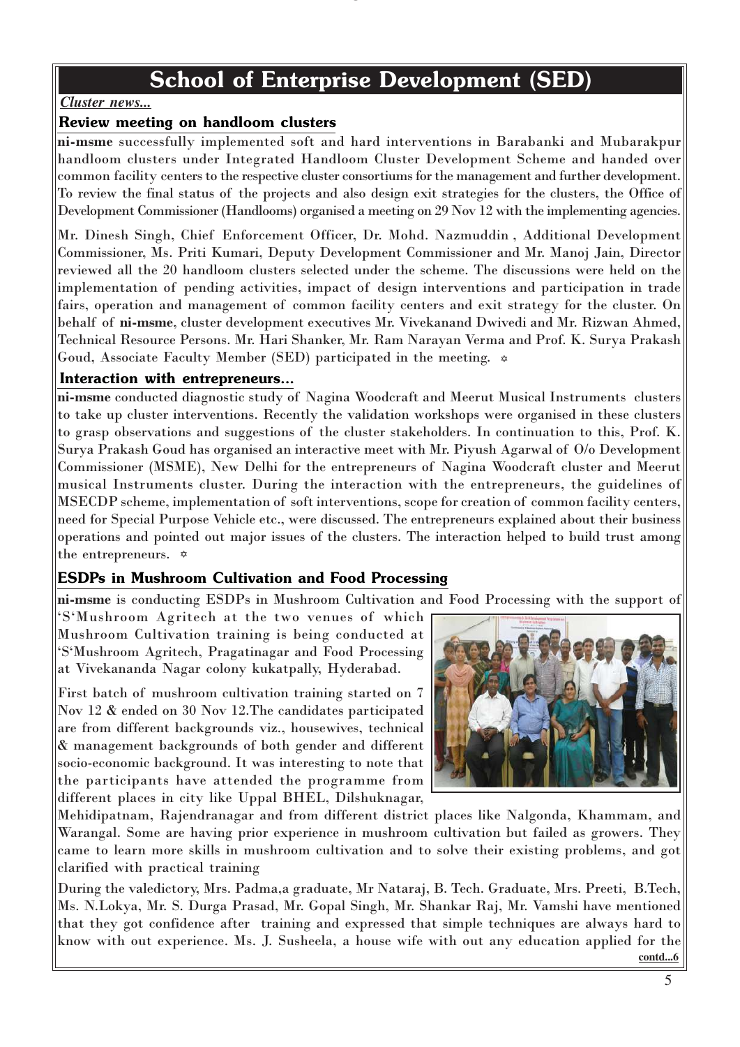# School of Enterprise Development (SED)

*Cluster news...*

## Review meeting on handloom clusters

**ni-msme** successfully implemented soft and hard interventions in Barabanki and Mubarakpur handloom clusters under Integrated Handloom Cluster Development Scheme and handed over common facility centers to the respective cluster consortiums for the management and further development. To review the final status of the projects and also design exit strategies for the clusters, the Office of Development Commissioner (Handlooms) organised a meeting on 29 Nov 12 with the implementing agencies.

Mr. Dinesh Singh, Chief Enforcement Officer, Dr. Mohd. Nazmuddin , Additional Development Commissioner, Ms. Priti Kumari, Deputy Development Commissioner and Mr. Manoj Jain, Director reviewed all the 20 handloom clusters selected under the scheme. The discussions were held on the implementation of pending activities, impact of design interventions and participation in trade fairs, operation and management of common facility centers and exit strategy for the cluster. On behalf of **ni-msme**, cluster development executives Mr. Vivekanand Dwivedi and Mr. Rizwan Ahmed, Technical Resource Persons. Mr. Hari Shanker, Mr. Ram Narayan Verma and Prof. K. Surya Prakash Goud, Associate Faculty Member (SED) participated in the meeting. ✡

## Interaction with entrepreneurs...

**ni-msme** conducted diagnostic study of Nagina Woodcraft and Meerut Musical Instruments clusters to take up cluster interventions. Recently the validation workshops were organised in these clusters to grasp observations and suggestions of the cluster stakeholders. In continuation to this, Prof. K. Surya Prakash Goud has organised an interactive meet with Mr. Piyush Agarwal of O/o Development Commissioner (MSME), New Delhi for the entrepreneurs of Nagina Woodcraft cluster and Meerut musical Instruments cluster. During the interaction with the entrepreneurs, the guidelines of MSECDP scheme, implementation of soft interventions, scope for creation of common facility centers, need for Special Purpose Vehicle etc., were discussed. The entrepreneurs explained about their business operations and pointed out major issues of the clusters. The interaction helped to build trust among the entrepreneurs. ✡

## ESDPs in Mushroom Cultivation and Food Processing

**ni-msme** is conducting ESDPs in Mushroom Cultivation and Food Processing with the support of 'S'Mushroom Agritech at the two venues of which Mushroom Cultivation training is being conducted at 'S'Mushroom Agritech, Pragatinagar and Food Processing at Vivekananda Nagar colony kukatpally, Hyderabad.

First batch of mushroom cultivation training started on 7 Nov 12 & ended on 30 Nov 12.The candidates participated are from different backgrounds viz., housewives, technical & management backgrounds of both gender and different socio-economic background. It was interesting to note that the participants have attended the programme from different places in city like Uppal BHEL, Dilshuknagar, Mehidipatnam, Rajendranagar and from different district places like Nalgonda, Khammam, and Warangal. Some are having prior experience in mushroom cultivation but failed as growers. They came to learn more skills in mushroom cultivation and to solve their existing problems, and got clarified with practical training

During the valedictory, Mrs. Padma,a graduate, Mr Nataraj, B. Tech. Graduate, Mrs. Preeti, B.Tech, Ms. N.Lokya, Mr. S. Durga Prasad, Mr. Gopal Singh, Mr. Shankar Raj, Mr. Vamshi have mentioned that they got confidence after training and expressed that simple techniques are always hard to know with out experience. Ms. J. Susheela, a house wife with out any education applied for the

contd...6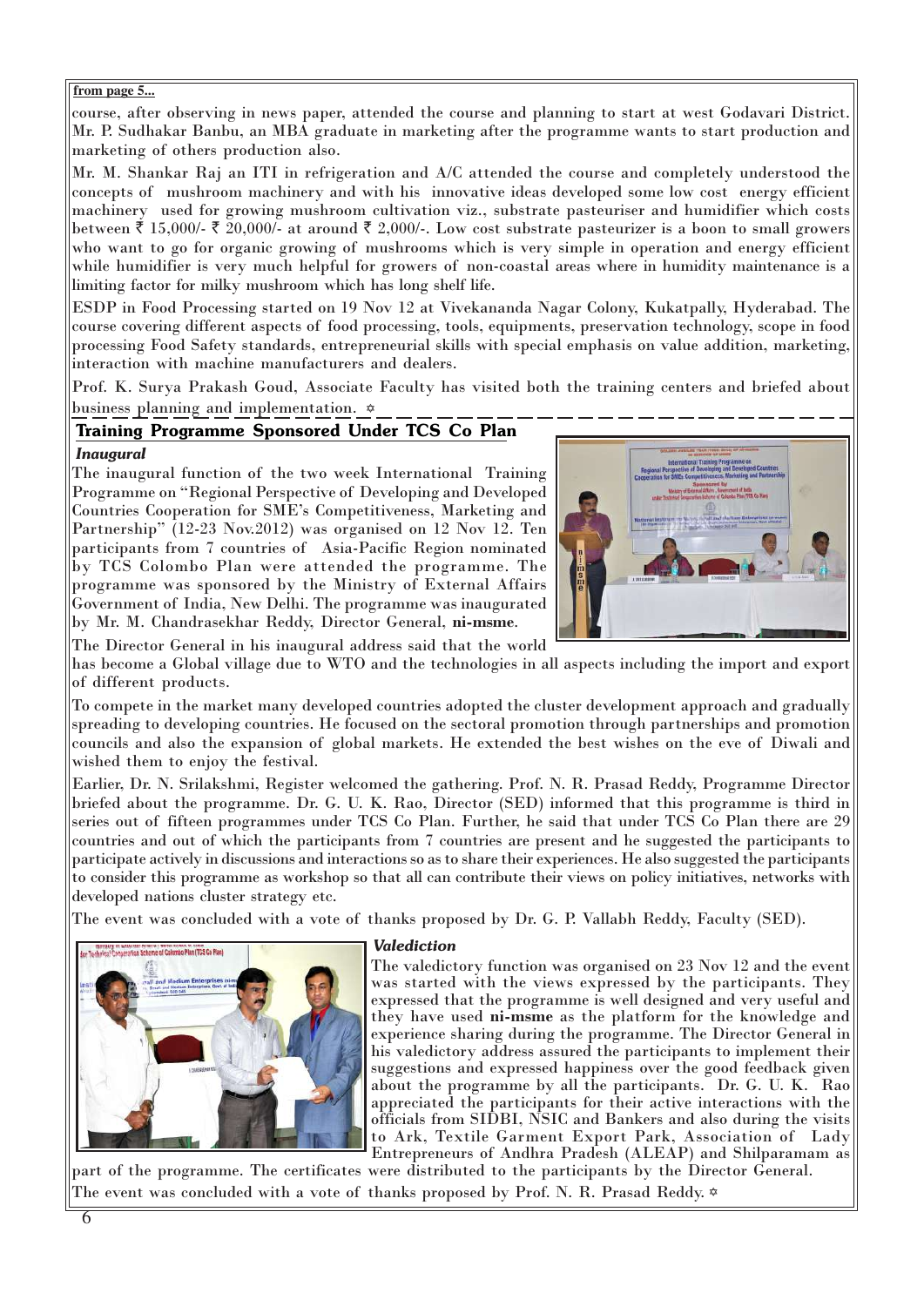**from page 5...**

course, after observing in news paper, attended the course and planning to start at west Godavari District. Mr. P. Sudhakar Banbu, an MBA graduate in marketing after the programme wants to start production and marketing of others production also.

Mr. M. Shankar Raj an ITI in refrigeration and A/C attended the course and completely understood the concepts of mushroom machinery and with his innovative ideas developed some low cost energy efficient machinery used for growing mushroom cultivation viz., substrate pasteuriser and humidifier which costs between ₹ 15,000/- ₹ 20,000/- at around ₹ 2,000/-. Low cost substrate pasteurizer is a boon to small growers who want to go for organic growing of mushrooms which is very simple in operation and energy efficient while humidifier is very much helpful for growers of non-coastal areas where in humidity maintenance is a limiting factor for milky mushroom which has long shelf life.

ESDP in Food Processing started on 19 Nov 12 at Vivekananda Nagar Colony, Kukatpally, Hyderabad. The course covering different aspects of food processing, tools, equipments, preservation technology, scope in food processing Food Safety standards, entrepreneurial skills with special emphasis on value addition, marketing, interaction with machine manufacturers and dealers.

Prof. K. Surya Prakash Goud, Associate Faculty has visited both the training centers and briefed about business planning and implementation. ✡

## Training Programme Sponsored Under TCS Co Plan

### *Inaugural*

The inaugural function of the two week International Training Programme on "Regional Perspective of Developing and Developed Countries Cooperation for SME's Competitiveness, Marketing and Partnership" (12-23 Nov.2012) was organised on 12 Nov 12. Ten participants from 7 countries of Asia-Pacific Region nominated by TCS Colombo Plan were attended the programme. The programme was sponsored by the Ministry of External Affairs Government of India, New Delhi. The programme was inaugurated by Mr. M. Chandrasekhar Reddy, Director General, **ni-msme**.

The Director General in his inaugural address said that the world has become a Global village due to WTO and the technologies in all aspects including the import and export of different products.

To compete in the market many developed countries adopted the cluster development approach and gradually spreading to developing countries. He focused on the sectoral promotion through partnerships and promotion councils and also the expansion of global markets. He extended the best wishes on the eve of Diwali and wished them to enjoy the festival.

Earlier, Dr. N. Srilakshmi, Register welcomed the gathering. Prof. N. R. Prasad Reddy, Programme Director briefed about the programme. Dr. G. U. K. Rao, Director (SED) informed that this programme is third in series out of fifteen programmes under TCS Co Plan. Further, he said that under TCS Co Plan there are 29 countries and out of which the participants from 7 countries are present and he suggested the participants to participate actively in discussions and interactions so as to share their experiences. He also suggested the participants to consider this programme as workshop so that all can contribute their views on policy initiatives, networks with developed nations cluster strategy etc.

The event was concluded with a vote of thanks proposed by Dr. G. P. Vallabh Reddy, Faculty (SED).

### *Valediction*

The valedictory function was organised on 23 Nov 12 and the event was started with the views expressed by the participants. They expressed that the programme is well designed and very useful and they have used **ni-msme** as the platform for the knowledge and experience sharing during the programme. The Director General in his valedictory address assured the participants to implement their suggestions and expressed happiness over the good feedback given about the programme by all the participants. Dr. G. U. K. Rao appreciated the participants for their active interactions with the officials from SIDBI, NSIC and Bankers and also during the visits to Ark, Textile Garment Export Park, Association of Lady Entrepreneurs of Andhra Pradesh (ALEAP) and Shilparamam as part of the programme. The certificates were distributed to the participants by the Director General.

The event was concluded with a vote of thanks proposed by Prof. N. R. Prasad Reddy. ✡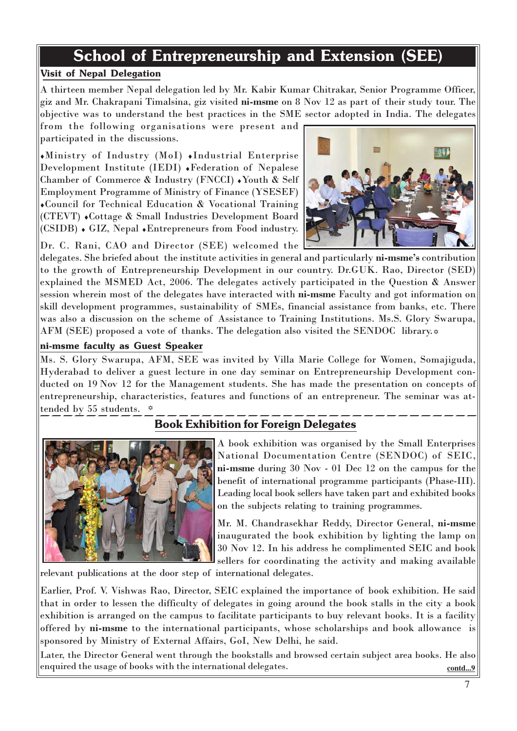# School of Entrepreneurship and Extension (SEE)

## Visit of Nepal Delegation

A thirteen member Nepal delegation led by Mr. Kabir Kumar Chitrakar, Senior Programme Officer, giz and Mr. Chakrapani Timalsina, giz visited **ni-msme** on 8 Nov 12 as part of their study tour. The objective was to understand the best practices in the SME sector adopted in India. The delegates from the following organisations were present and participated in the discussions.

♦Ministry of Industry (MoI) ♦Industrial Enterprise Development Institute (IEDI) ♦Federation of Nepalese Chamber of Commerce & Industry (FNCCI) ♦Youth & Self Employment Programme of Ministry of Finance (YSESEF) ♦Council for Technical Education & Vocational Training (CTEVT) ♦Cottage & Small Industries Development Board (CSIDB) ♦ GIZ, Nepal ♦Entrepreneurs from Food industry.

Dr. C. Rani, CAO and Director (SEE) welcomed the delegates. She briefed about the institute activities in general and particularly **ni-msme's** contribution to the growth of Entrepreneurship Development in our country. Dr.GUK. Rao, Director (SED) explained the MSMED Act, 2006. The delegates actively participated in the Question & Answer session wherein most of the delegates have interacted with **ni-msme** Faculty and got information on skill development programmes, sustainability of SMEs, financial assistance from banks, etc. There was also a discussion on the scheme of Assistance to Training Institutions. Ms.S. Glory Swarupa, AFM (SEE) proposed a vote of thanks. The delegation also visited the SENDOC library. ☼

## ni-msme faculty as Guest Speaker

Ms. S. Glory Swarupa, AFM, SEE was invited by Villa Marie College for Women, Somajiguda, Hyderabad to deliver a guest lecture in one day seminar on Entrepreneurship Development conducted on 19 Nov 12 for the Management students. She has made the presentation on concepts of entrepreneurship, characteristics, features and functions of an entrepreneur. The seminar was attended by 55 students. ☼

## Book Exhibition for Foreign Delegates

A book exhibition was organised by the Small Enterprises National Documentation Centre (SENDOC) of SEIC, **ni-msme** during 30 Nov - 01 Dec 12 on the campus for the benefit of international programme participants (Phase-III). Leading local book sellers have taken part and exhibited books on the subjects relating to training programmes.

Mr. M. Chandrasekhar Reddy, Director General, **ni-msme** inaugurated the book exhibition by lighting the lamp on 30 Nov 12. In his address he complimented SEIC and book sellers for coordinating the activity and making available relevant publications at the door step of international delegates.

Earlier, Prof. V. Vishwas Rao, Director, SEIC explained the importance of book exhibition. He said that in order to lessen the difficulty of delegates in going around the book stalls in the city a book exhibition is arranged on the campus to facilitate participants to buy relevant books. It is a facility offered by **ni-msme** to the international participants, whose scholarships and book allowance is sponsored by Ministry of External Affairs, GoI, New Delhi, he said.

Later, the Director General went through the bookstalls and browsed certain subject area books. He also enquired the usage of books with the international delegates.

contd...9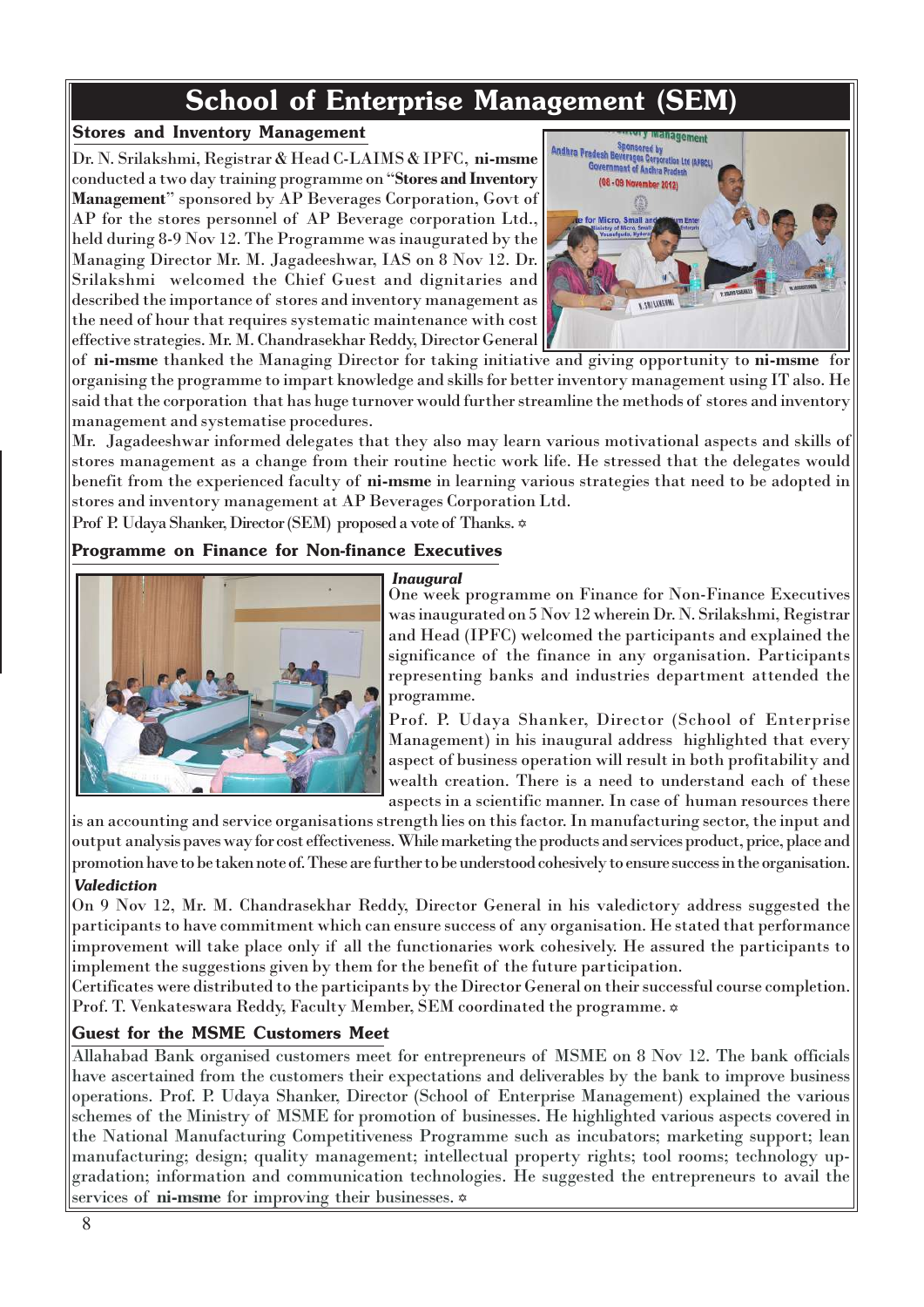# School of Enterprise Management (SEM)

## Stores and Inventory Management

Dr. N. Srilakshmi, Registrar & Head C-LAIMS & IPFC, **ni-msme** conducted a two day training programme on "**Stores and Inventory Management**" sponsored by AP Beverages Corporation, Govt of AP for the stores personnel of AP Beverage corporation Ltd., held during 8-9 Nov 12. The Programme was inaugurated by the Managing Director Mr. M. Jagadeeshwar, IAS on 8 Nov 12. Dr. Srilakshmi welcomed the Chief Guest and dignitaries and described the importance of stores and inventory management as the need of hour that requires systematic maintenance with cost effective strategies. Mr. M. Chandrasekhar Reddy, Director General of **ni-msme** thanked the Managing Director for taking initiative and giving opportunity to **ni-msme** for organising the programme to impart knowledge and skills for better inventory management using IT also. He said that the corporation that has huge turnover would further streamline the methods of stores and inventory management and systematise procedures.

Mr. Jagadeeshwar informed delegates that they also may learn various motivational aspects and skills of stores management as a change from their routine hectic work life. He stressed that the delegates would benefit from the experienced faculty of **ni-msme** in learning various strategies that need to be adopted in stores and inventory management at AP Beverages Corporation Ltd.

Prof P. Udaya Shanker, Director (SEM) proposed a vote of Thanks. ☼

## Programme on Finance for Non-finance Executives

***Inaugural***

One week programme on Finance for Non-Finance Executives was inaugurated on 5 Nov 12 wherein Dr. N. Srilakshmi, Registrar and Head (IPFC) welcomed the participants and explained the significance of the finance in any organisation. Participants representing banks and industries department attended the programme.

Prof. P. Udaya Shanker, Director (School of Enterprise Management) in his inaugural address highlighted that every aspect of business operation will result in both profitability and wealth creation. There is a need to understand each of these aspects in a scientific manner. In case of human resources there is an accounting and service organisations strength lies on this factor. In manufacturing sector, the input and output analysis paves way for cost effectiveness. While marketing the products and services product, price, place and promotion have to be taken note of. These are further to be understood cohesively to ensure success in the organisation.

***Valediction***

On 9 Nov 12, Mr. M. Chandrasekhar Reddy, Director General in his valedictory address suggested the participants to have commitment which can ensure success of any organisation. He stated that performance improvement will take place only if all the functionaries work cohesively. He assured the participants to implement the suggestions given by them for the benefit of the future participation.

Certificates were distributed to the participants by the Director General on their successful course completion. Prof. T. Venkateswara Reddy, Faculty Member, SEM coordinated the programme. ☼

## Guest for the MSME Customers Meet

Allahabad Bank organised customers meet for entrepreneurs of MSME on 8 Nov 12. The bank officials have ascertained from the customers their expectations and deliverables by the bank to improve business operations. Prof. P. Udaya Shanker, Director (School of Enterprise Management) explained the various schemes of the Ministry of MSME for promotion of businesses. He highlighted various aspects covered in the National Manufacturing Competitiveness Programme such as incubators; marketing support; lean manufacturing; design; quality management; intellectual property rights; tool rooms; technology up-gradation; information and communication technologies. He suggested the entrepreneurs to avail the services of **ni-msme** for improving their businesses. ☼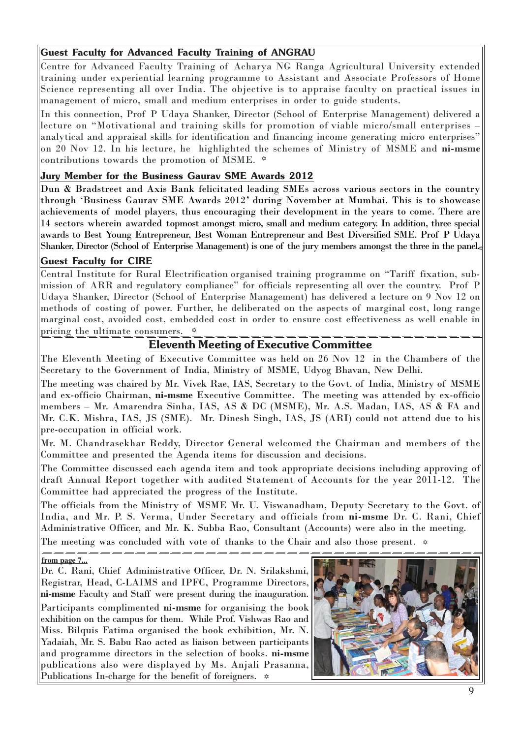## Guest Faculty for Advanced Faculty Training of ANGRAU

Centre for Advanced Faculty Training of Acharya NG Ranga Agricultural University extended training under experiential learning programme to Assistant and Associate Professors of Home Science representing all over India. The objective is to appraise faculty on practical issues in management of micro, small and medium enterprises in order to guide students.

In this connection, Prof P Udaya Shanker, Director (School of Enterprise Management) delivered a lecture on "Motivational and training skills for promotion of viable micro/small enterprises – analytical and appraisal skills for identification and financing income generating micro enterprises" on 20 Nov 12. In his lecture, he highlighted the schemes of Ministry of MSME and **ni-msme** contributions towards the promotion of MSME. ✡

## Jury Member for the Business Gaurav SME Awards 2012

Dun & Bradstreet and Axis Bank felicitated leading SMEs across various sectors in the country through 'Business Gaurav SME Awards 2012' during November at Mumbai. This is to showcase achievements of model players, thus encouraging their development in the years to come. There are 14 sectors wherein awarded topmost amongst micro, small and medium category. In addition, three special awards to Best Young Entrepreneur, Best Woman Entrepreneur and Best Diversified SME. Prof P Udaya Shanker, Director (School of Enterprise Management) is one of the jury members amongst the three in the panel. ✡

## Guest Faculty for CIRE

Central Institute for Rural Electrification organised training programme on "Tariff fixation, submission of ARR and regulatory compliance" for officials representing all over the country. Prof P Udaya Shanker, Director (School of Enterprise Management) has delivered a lecture on 9 Nov 12 on methods of costing of power. Further, he deliberated on the aspects of marginal cost, long range marginal cost, avoided cost, embedded cost in order to ensure cost effectiveness as well enable in pricing the ultimate consumers. ✡

## Eleventh Meeting of Executive Committee

The Eleventh Meeting of Executive Committee was held on 26 Nov 12 in the Chambers of the Secretary to the Government of India, Ministry of MSME, Udyog Bhavan, New Delhi.

The meeting was chaired by Mr. Vivek Rae, IAS, Secretary to the Govt. of India, Ministry of MSME and ex-officio Chairman, **ni-msme** Executive Committee. The meeting was attended by ex-officio members – Mr. Amarendra Sinha, IAS, AS & DC (MSME), Mr. A.S. Madan, IAS, AS & FA and Mr. C.K. Mishra, IAS, JS (SME). Mr. Dinesh Singh, IAS, JS (ARI) could not attend due to his pre-occupation in official work.

Mr. M. Chandrasekhar Reddy, Director General welcomed the Chairman and members of the Committee and presented the Agenda items for discussion and decisions.

The Committee discussed each agenda item and took appropriate decisions including approving of draft Annual Report together with audited Statement of Accounts for the year 2011-12. The Committee had appreciated the progress of the Institute.

The officials from the Ministry of MSME Mr. U. Viswanadham, Deputy Secretary to the Govt. of India, and Mr. P. S. Verma, Under Secretary and officials from **ni-msme** Dr. C. Rani, Chief Administrative Officer, and Mr. K. Subba Rao, Consultant (Accounts) were also in the meeting.

The meeting was concluded with vote of thanks to the Chair and also those present. ✡

**from page 7...**

Dr. C. Rani, Chief Administrative Officer, Dr. N. Srilakshmi, Registrar, Head, C-LAIMS and IPFC, Programme Directors, **ni-msme** Faculty and Staff were present during the inauguration.

Participants complimented **ni-msme** for organising the book exhibition on the campus for them. While Prof. Vishwas Rao and Miss. Bilquis Fatima organised the book exhibition, Mr. N. Yadaiah, Mr. S. Babu Rao acted as liaison between participants and programme directors in the selection of books. **ni-msme** publications also were displayed by Ms. Anjali Prasanna, Publications In-charge for the benefit of foreigners. ✡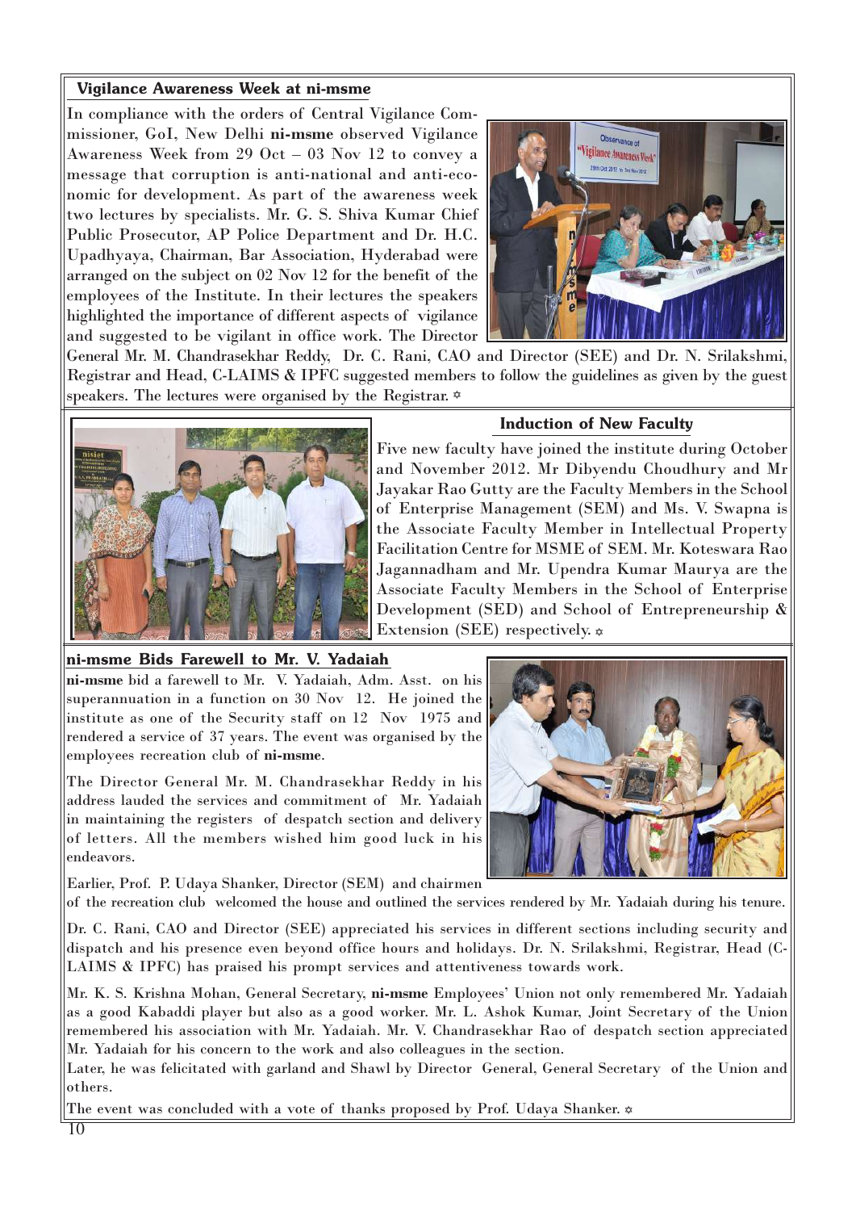## Vigilance Awareness Week at ni-msme

In compliance with the orders of Central Vigilance Commissioner, GoI, New Delhi **ni-msme** observed Vigilance Awareness Week from 29 Oct – 03 Nov 12 to convey a message that corruption is anti-national and anti-economic for development. As part of the awareness week two lectures by specialists. Mr. G. S. Shiva Kumar Chief Public Prosecutor, AP Police Department and Dr. H.C. Upadhyaya, Chairman, Bar Association, Hyderabad were arranged on the subject on 02 Nov 12 for the benefit of the employees of the Institute. In their lectures the speakers highlighted the importance of different aspects of vigilance and suggested to be vigilant in office work. The Director General Mr. M. Chandrasekhar Reddy, Dr. C. Rani, CAO and Director (SEE) and Dr. N. Srilakshmi, Registrar and Head, C-LAIMS & IPFC suggested members to follow the guidelines as given by the guest speakers. The lectures were organised by the Registrar. ☼

## Induction of New Faculty

Five new faculty have joined the institute during October and November 2012. Mr Dibyendu Choudhury and Mr Jayakar Rao Gutty are the Faculty Members in the School of Enterprise Management (SEM) and Ms. V. Swapna is the Associate Faculty Member in Intellectual Property Facilitation Centre for MSME of SEM. Mr. Koteswara Rao Jagannadham and Mr. Upendra Kumar Maurya are the Associate Faculty Members in the School of Enterprise Development (SED) and School of Entrepreneurship & Extension (SEE) respectively. ☼

## ni-msme Bids Farewell to Mr. V. Yadaiah

**ni-msme** bid a farewell to Mr. V. Yadaiah, Adm. Asst. on his superannuation in a function on 30 Nov 12. He joined the institute as one of the Security staff on 12 Nov 1975 and rendered a service of 37 years. The event was organised by the employees recreation club of **ni-msme**.

The Director General Mr. M. Chandrasekhar Reddy in his address lauded the services and commitment of Mr. Yadaiah in maintaining the registers of despatch section and delivery of letters. All the members wished him good luck in his endeavors.

Earlier, Prof. P. Udaya Shanker, Director (SEM) and chairmen of the recreation club welcomed the house and outlined the services rendered by Mr. Yadaiah during his tenure.

Dr. C. Rani, CAO and Director (SEE) appreciated his services in different sections including security and dispatch and his presence even beyond office hours and holidays. Dr. N. Srilakshmi, Registrar, Head (C-LAIMS & IPFC) has praised his prompt services and attentiveness towards work.

Mr. K. S. Krishna Mohan, General Secretary, **ni-msme** Employees' Union not only remembered Mr. Yadaiah as a good Kabaddi player but also as a good worker. Mr. L. Ashok Kumar, Joint Secretary of the Union remembered his association with Mr. Yadaiah. Mr. V. Chandrasekhar Rao of despatch section appreciated Mr. Yadaiah for his concern to the work and also colleagues in the section.

Later, he was felicitated with garland and Shawl by Director General, General Secretary of the Union and others.

The event was concluded with a vote of thanks proposed by Prof. Udaya Shanker. ☼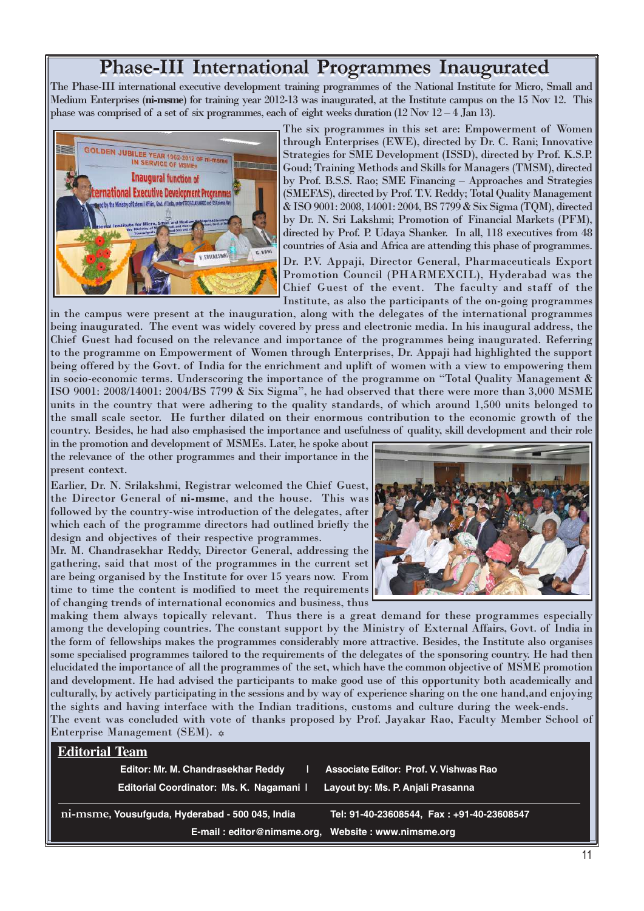# Phase-III International Programmes Inaugurated

The Phase-III international executive development training programmes of the National Institute for Micro, Small and Medium Enterprises (**ni-msme**) for training year 2012-13 was inaugurated, at the Institute campus on the 15 Nov 12. This phase was comprised of a set of six programmes, each of eight weeks duration (12 Nov 12 – 4 Jan 13).

The six programmes in this set are: Empowerment of Women through Enterprises (EWE), directed by Dr. C. Rani; Innovative Strategies for SME Development (ISSD), directed by Prof. K.S.P. Goud; Training Methods and Skills for Managers (TMSM), directed by Prof. B.S.S. Rao; SME Financing – Approaches and Strategies (SMEFAS), directed by Prof. T.V. Reddy; Total Quality Management & ISO 9001: 2008, 14001: 2004, BS 7799 & Six Sigma (TQM), directed by Dr. N. Sri Lakshmi; Promotion of Financial Markets (PFM), directed by Prof. P. Udaya Shanker. In all, 118 executives from 48 countries of Asia and Africa are attending this phase of programmes.

Dr. P.V. Appaji, Director General, Pharmaceuticals Export Promotion Council (PHARMEXCIL), Hyderabad was the Chief Guest of the event. The faculty and staff of the Institute, as also the participants of the on-going programmes in the campus were present at the inauguration, along with the delegates of the international programmes being inaugurated. The event was widely covered by press and electronic media. In his inaugural address, the Chief Guest had focused on the relevance and importance of the programmes being inaugurated. Referring to the programme on Empowerment of Women through Enterprises, Dr. Appaji had highlighted the support being offered by the Govt. of India for the enrichment and uplift of women with a view to empowering them in socio-economic terms. Underscoring the importance of the programme on "Total Quality Management & ISO 9001: 2008/14001: 2004/BS 7799 & Six Sigma", he had observed that there were more than 3,000 MSME units in the country that were adhering to the quality standards, of which around 1,500 units belonged to the small scale sector. He further dilated on their enormous contribution to the economic growth of the country. Besides, he had also emphasised the importance and usefulness of quality, skill development and their role in the promotion and development of MSMEs. Later, he spoke about the relevance of the other programmes and their importance in the present context.

Earlier, Dr. N. Srilakshmi, Registrar welcomed the Chief Guest, the Director General of **ni-msme**, and the house. This was followed by the country-wise introduction of the delegates, after which each of the programme directors had outlined briefly the design and objectives of their respective programmes.

Mr. M. Chandrasekhar Reddy, Director General, addressing the gathering, said that most of the programmes in the current set are being organised by the Institute for over 15 years now. From time to time the content is modified to meet the requirements of changing trends of international economics and business, thus making them always topically relevant. Thus there is a great demand for these programmes especially among the developing countries. The constant support by the Ministry of External Affairs, Govt. of India in the form of fellowships makes the programmes considerably more attractive. Besides, the Institute also organises some specialised programmes tailored to the requirements of the delegates of the sponsoring country. He had then elucidated the importance of all the programmes of the set, which have the common objective of MSME promotion and development. He had advised the participants to make good use of this opportunity both academically and culturally, by actively participating in the sessions and by way of experience sharing on the one hand,and enjoying the sights and having interface with the Indian traditions, customs and culture during the week-ends.

The event was concluded with vote of thanks proposed by Prof. Jayakar Rao, Faculty Member School of Enterprise Management (SEM). ☼

## Editorial Team

**Editor: Mr. M. Chandrasekhar Reddy** | **Associate Editor: Prof. V. Vishwas Rao**

**Editorial Coordinator: Ms. K. Nagamani** | **Layout by: Ms. P. Anjali Prasanna**

**ni-msme, Yousufguda, Hyderabad - 500 045, India** **Tel: 91-40-23608544, Fax : +91-40-23608547**

**E-mail : editor@nimsme.org, Website : www.nimsme.org**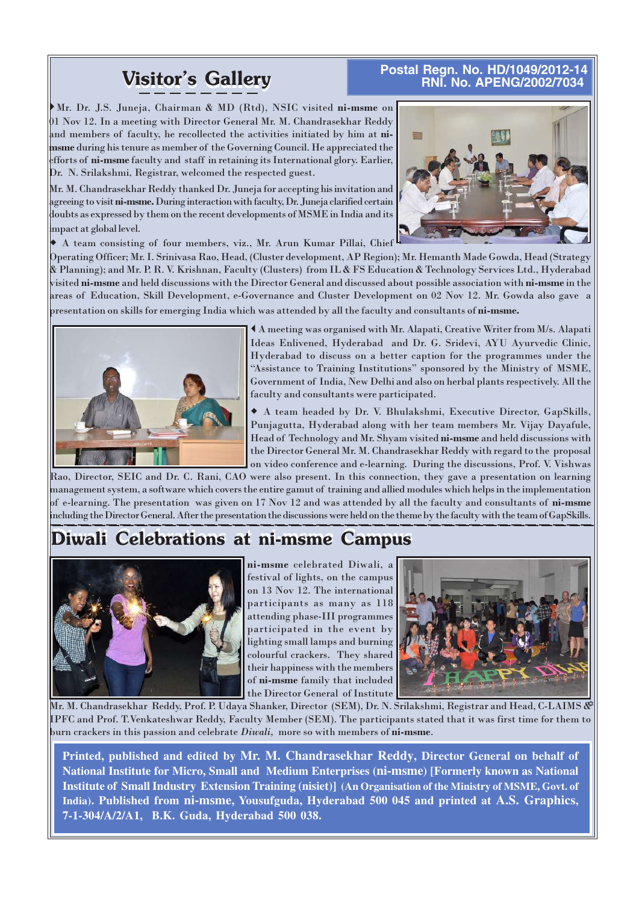# Visitor's Gallery

**Postal Regn. No. HD/1049/2012-14**
**RNI. No. APENG/2002/7034**

◆ Mr. Dr. J.S. Juneja, Chairman & MD (Rtd), NSIC visited **ni-msme** on 01 Nov 12. In a meeting with Director General Mr. M. Chandrasekhar Reddy and members of faculty, he recollected the activities initiated by him at **ni-msme** during his tenure as member of the Governing Council. He appreciated the efforts of **ni-msme** faculty and staff in retaining its International glory. Earlier, Dr. N. Srilakshmi, Registrar, welcomed the respected guest.

Mr. M. Chandrasekhar Reddy thanked Dr. Juneja for accepting his invitation and agreeing to visit **ni-msme.** During interaction with faculty, Dr. Juneja clarified certain doubts as expressed by them on the recent developments of MSME in India and its impact at global level.

◆ A team consisting of four members, viz., Mr. Arun Kumar Pillai, Chief Operating Officer; Mr. I. Srinivasa Rao, Head, (Cluster development, AP Region); Mr. Hemanth Made Gowda, Head (Strategy & Planning); and Mr. P. R. V. Krishnan, Faculty (Clusters) from IL & FS Education & Technology Services Ltd., Hyderabad visited **ni-msme** and held discussions with the Director General and discussed about possible association with **ni-msme** in the areas of Education, Skill Development, e-Governance and Cluster Development on 02 Nov 12. Mr. Gowda also gave a presentation on skills for emerging India which was attended by all the faculty and consultants of **ni-msme.**

◆ A meeting was organised with Mr. Alapati, Creative Writer from M/s. Alapati Ideas Enlivened, Hyderabad and Dr. G. Sridevi, AYU Ayurvedic Clinic, Hyderabad to discuss on a better caption for the programmes under the "Assistance to Training Institutions" sponsored by the Ministry of MSME, Government of India, New Delhi and also on herbal plants respectively. All the faculty and consultants were participated.

◆ A team headed by Dr. V. Bhulakshmi, Executive Director, GapSkills, Punjagutta, Hyderabad along with her team members Mr. Vijay Dayafule, Head of Technology and Mr. Shyam visited **ni-msme** and held discussions with the Director General Mr. M. Chandrasekhar Reddy with regard to the proposal on video conference and e-learning. During the discussions, Prof. V. Vishwas Rao, Director, SEIC and Dr. C. Rani, CAO were also present. In this connection, they gave a presentation on learning management system, a software which covers the entire gamut of training and allied modules which helps in the implementation of e-learning. The presentation was given on 17 Nov 12 and was attended by all the faculty and consultants of **ni-msme** including the Director General. After the presentation the discussions were held on the theme by the faculty with the team of GapSkills.

# Diwali Celebrations at ni-msme Campus

**ni-msme** celebrated Diwali, a festival of lights, on the campus on 13 Nov 12. The international participants as many as 118 attending phase-III programmes participated in the event by lighting small lamps and burning colourful crackers. They shared their happiness with the members of **ni-msme** family that included the Director General of Institute Mr. M. Chandrasekhar Reddy, Prof. P. Udaya Shanker, Director (SEM), Dr. N. Srilakshmi, Registrar and Head, C-LAIMS & IPFC and Prof. T.Venkateshwar Reddy, Faculty Member (SEM). The participants stated that it was first time for them to burn crackers in this passion and celebrate *Diwali*, more so with members of **ni-msme**.

**Printed, published and edited by Mr. M. Chandrasekhar Reddy, Director General on behalf of National Institute for Micro, Small and Medium Enterprises (ni-msme) [Formerly known as National Institute of Small Industry Extension Training (nisiet)] (An Organisation of the Ministry of MSME, Govt. of India). Published from ni-msme, Yousufguda, Hyderabad 500 045 and printed at A.S. Graphics, 7-1-304/A/2/A1, B.K. Guda, Hyderabad 500 038.**